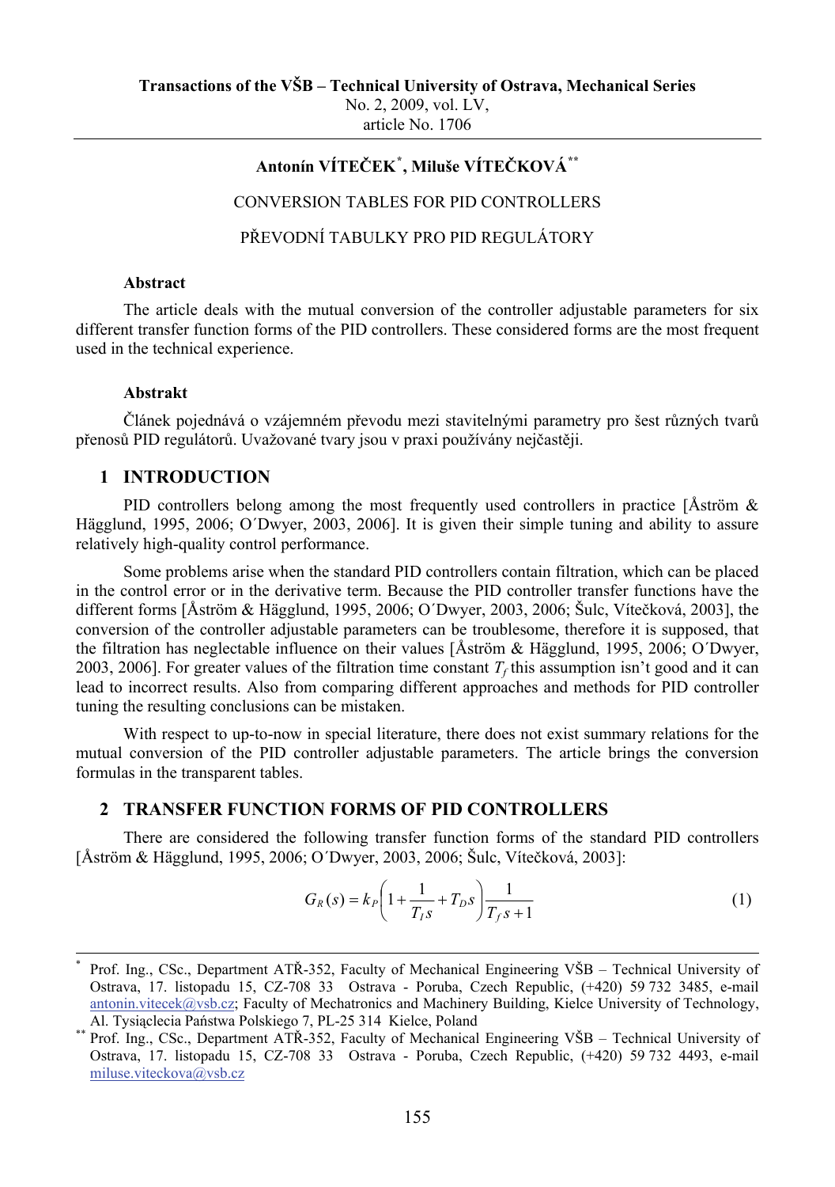**Transactions of the VŠB – Technical University of Ostrava, Mechanical Series**
No. 2, 2009, vol. LV,
article No. 1706

**Antonín VÍTEČEK[*], Miluše VÍTEČKOVÁ[**]**

# CONVERSION TABLES FOR PID CONTROLLERS

# PŘEVODNÍ TABULKY PRO PID REGULÁTORY

#### Abstract

The article deals with the mutual conversion of the controller adjustable parameters for six different transfer function forms of the PID controllers. These considered forms are the most frequent used in the technical experience.

#### Abstrakt

Článek pojednává o vzájemném převodu mezi stavitelnými parametry pro šest různých tvarů přenosů PID regulátorů. Uvažované tvary jsou v praxi používány nejčastěji.

## 1 INTRODUCTION

PID controllers belong among the most frequently used controllers in practice [Åström & Hägglund, 1995, 2006; O´Dwyer, 2003, 2006]. It is given their simple tuning and ability to assure relatively high-quality control performance.

Some problems arise when the standard PID controllers contain filtration, which can be placed in the control error or in the derivative term. Because the PID controller transfer functions have the different forms [Åström & Hägglund, 1995, 2006; O´Dwyer, 2003, 2006; Šulc, Vítečková, 2003], the conversion of the controller adjustable parameters can be troublesome, therefore it is supposed, that the filtration has neglectable influence on their values [Åström & Hägglund, 1995, 2006; O´Dwyer, 2003, 2006]. For greater values of the filtration time constant $T_f$ this assumption isn't good and it can lead to incorrect results. Also from comparing different approaches and methods for PID controller tuning the resulting conclusions can be mistaken.

With respect to up-to-now in special literature, there does not exist summary relations for the mutual conversion of the PID controller adjustable parameters. The article brings the conversion formulas in the transparent tables.

## 2 TRANSFER FUNCTION FORMS OF PID CONTROLLERS

There are considered the following transfer function forms of the standard PID controllers [Åström & Hägglund, 1995, 2006; O´Dwyer, 2003, 2006; Šulc, Vítečková, 2003]:

$$G_R(s) = k_P\left(1 + \frac{1}{T_I s} + T_D s\right)\frac{1}{T_f s + 1} \tag{1}$$

---

[*] Prof. Ing., CSc., Department ATŘ-352, Faculty of Mechanical Engineering VŠB – Technical University of Ostrava, 17. listopadu 15, CZ-708 33 Ostrava - Poruba, Czech Republic, (+420) 59 732 3485, e-mail antonin.vitecek@vsb.cz; Faculty of Mechatronics and Machinery Building, Kielce University of Technology, Al. Tysiąclecia Państwa Polskiego 7, PL-25 314 Kielce, Poland

[**] Prof. Ing., CSc., Department ATŘ-352, Faculty of Mechanical Engineering VŠB – Technical University of Ostrava, 17. listopadu 15, CZ-708 33 Ostrava - Poruba, Czech Republic, (+420) 59 732 4493, e-mail miluse.viteckova@vsb.cz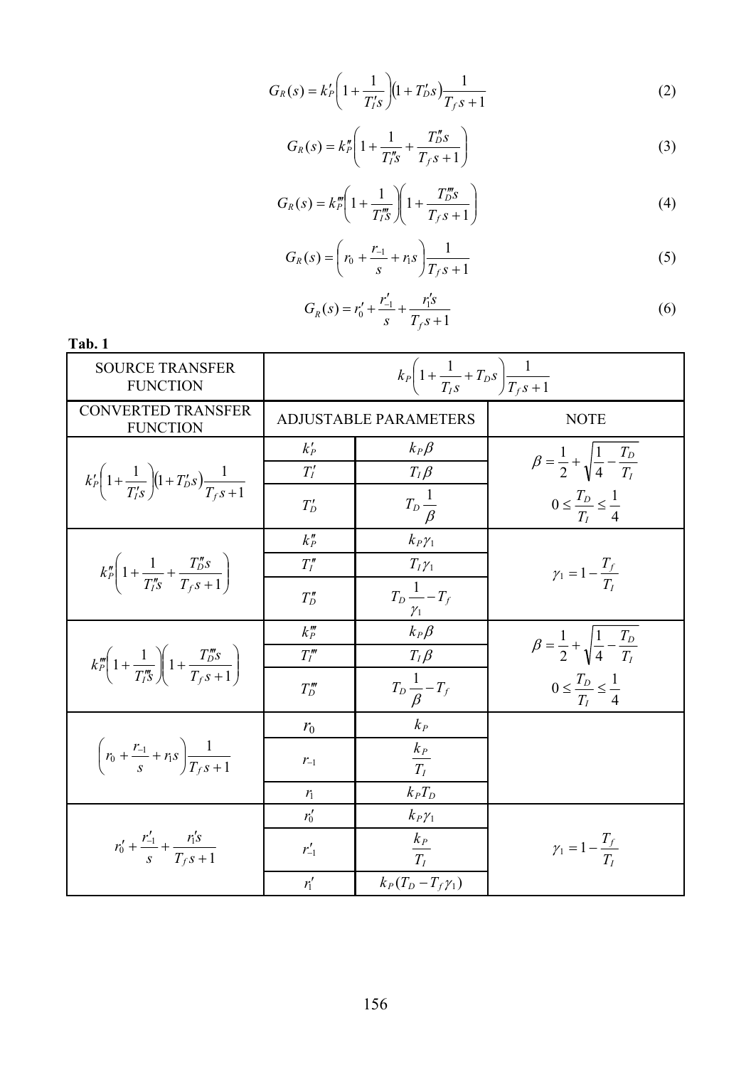$$G_R(s) = k'_P\left(1 + \frac{1}{T'_I s}\right)(1 + T'_D s)\frac{1}{T_f s + 1} \tag{2}$$

$$G_R(s) = k''_P\left(1 + \frac{1}{T''_I s} + \frac{T''_D s}{T_f s + 1}\right) \tag{3}$$

$$G_R(s) = k'''_P\left(1 + \frac{1}{T'''_I s}\right)\left(1 + \frac{T'''_D s}{T_f s + 1}\right) \tag{4}$$

$$G_R(s) = \left(r_0 + \frac{r_{-1}}{s} + r_1 s\right)\frac{1}{T_f s + 1} \tag{5}$$

$$G_R(s) = r'_0 + \frac{r'_{-1}}{s} + \frac{r'_1 s}{T_f s + 1} \tag{6}$$

**Tab. 1**

| SOURCE TRANSFER FUNCTION | $k_P\left(1 + \frac{1}{T_I s} + T_D s\right)\frac{1}{T_f s + 1}$ | | |
|---|---|---|---|
| CONVERTED TRANSFER FUNCTION | ADJUSTABLE PARAMETERS | | NOTE |
| $k'_P\left(1 + \frac{1}{T'_I s}\right)(1 + T'_D s)\frac{1}{T_f s + 1}$ | $k'_P$ | $k_P \beta$ | $\beta = \frac{1}{2} + \sqrt{\frac{1}{4} - \frac{T_D}{T_I}}$ |
| | $T'_I$ | $T_I \beta$ | |
| | $T'_D$ | $T_D \frac{1}{\beta}$ | $0 \le \frac{T_D}{T_I} \le \frac{1}{4}$ |
| $k''_P\left(1 + \frac{1}{T''_I s} + \frac{T''_D s}{T_f s + 1}\right)$ | $k''_P$ | $k_P \gamma_1$ | $\gamma_1 = 1 - \frac{T_f}{T_I}$ |
| | $T''_I$ | $T_I \gamma_1$ | |
| | $T''_D$ | $T_D \frac{1}{\gamma_1} - T_f$ | |
| $k'''_P\left(1 + \frac{1}{T'''_I s}\right)\left(1 + \frac{T'''_D s}{T_f s + 1}\right)$ | $k'''_P$ | $k_P \beta$ | $\beta = \frac{1}{2} + \sqrt{\frac{1}{4} - \frac{T_D}{T_I}}$ |
| | $T'''_I$ | $T_I \beta$ | |
| | $T'''_D$ | $T_D \frac{1}{\beta} - T_f$ | $0 \le \frac{T_D}{T_I} \le \frac{1}{4}$ |
| $\left(r_0 + \frac{r_{-1}}{s} + r_1 s\right)\frac{1}{T_f s + 1}$ | $r_0$ | $k_P$ | |
| | $r_{-1}$ | $\frac{k_P}{T_I}$ | |
| | $r_1$ | $k_P T_D$ | |
| $r'_0 + \frac{r'_{-1}}{s} + \frac{r'_1 s}{T_f s + 1}$ | $r'_0$ | $k_P \gamma_1$ | $\gamma_1 = 1 - \frac{T_f}{T_I}$ |
| | $r'_{-1}$ | $\frac{k_P}{T_I}$ | |
| | $r'_1$ | $k_P(T_D - T_f \gamma_1)$ | |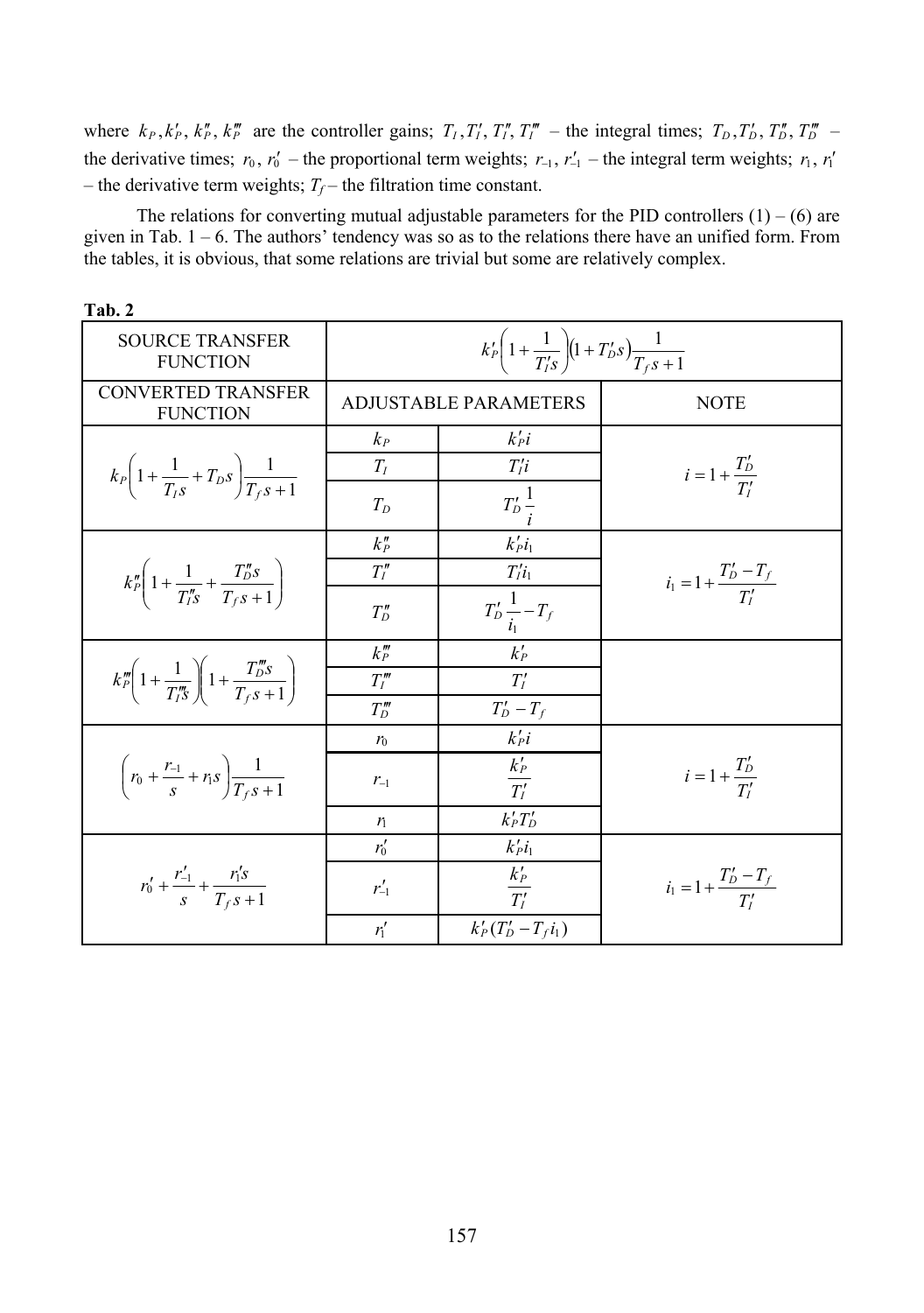where $k_P, k'_P, k''_P, k'''_P$ are the controller gains; $T_I, T'_I, T''_I, T'''_I$ – the integral times; $T_D, T'_D, T''_D, T'''_D$ – the derivative times; $r_0$, $r'_0$ – the proportional term weights; $r_{-1}$, $r'_{-1}$ – the integral term weights; $r_1$, $r'_1$ – the derivative term weights; $T_f$ – the filtration time constant.

The relations for converting mutual adjustable parameters for the PID controllers (1) – (6) are given in Tab. 1 – 6. The authors' tendency was so as to the relations there have an unified form. From the tables, it is obvious, that some relations are trivial but some are relatively complex.

**Tab. 2**

| SOURCE TRANSFER FUNCTION | $k'_P\left(1+\frac{1}{T'_I s}\right)(1+T'_D s)\frac{1}{T_f s+1}$ | | |
|---|---|---|---|
| CONVERTED TRANSFER FUNCTION | ADJUSTABLE PARAMETERS | | NOTE |
| $k_P\left(1+\frac{1}{T_I s}+T_D s\right)\frac{1}{T_f s+1}$ | $k_P$ | $k'_P i$ | $i = 1+\frac{T'_D}{T'_I}$ |
| | $T_I$ | $T'_I i$ | |
| | $T_D$ | $T'_D \frac{1}{i}$ | |
| $k''_P\left(1+\frac{1}{T''_I s}+\frac{T''_D s}{T_f s+1}\right)$ | $k''_P$ | $k'_P i_1$ | $i_1 = 1+\frac{T'_D - T_f}{T'_I}$ |
| | $T''_I$ | $T'_I i_1$ | |
| | $T''_D$ | $T'_D \frac{1}{i_1} - T_f$ | |
| $k'''_P\left(1+\frac{1}{T'''_I s}\right)\left(1+\frac{T'''_D s}{T_f s+1}\right)$ | $k'''_P$ | $k'_P$ | |
| | $T'''_I$ | $T'_I$ | |
| | $T'''_D$ | $T'_D - T_f$ | |
| $\left(r_0+\frac{r_{-1}}{s}+r_1 s\right)\frac{1}{T_f s+1}$ | $r_0$ | $k'_P i$ | $i = 1+\frac{T'_D}{T'_I}$ |
| | $r_{-1}$ | $\frac{k'_P}{T'_I}$ | |
| | $r_1$ | $k'_P T'_D$ | |
| $r'_0+\frac{r'_{-1}}{s}+\frac{r'_1 s}{T_f s+1}$ | $r'_0$ | $k'_P i_1$ | $i_1 = 1+\frac{T'_D - T_f}{T'_I}$ |
| | $r'_{-1}$ | $\frac{k'_P}{T'_I}$ | |
| | $r'_1$ | $k'_P(T'_D - T_f i_1)$ | |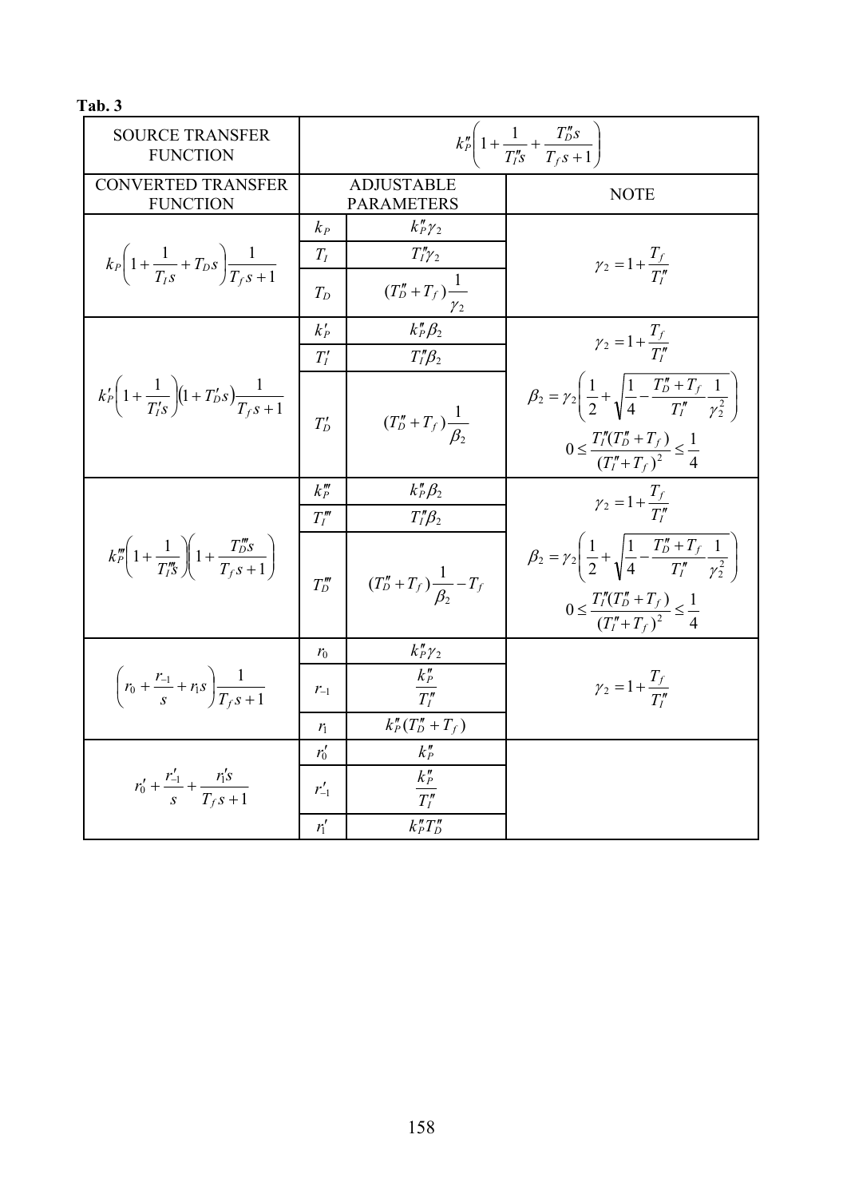**Tab. 3**

| SOURCE TRANSFER FUNCTION | $k_P''\left(1+\dfrac{1}{T_I''s}+\dfrac{T_D''s}{T_f s+1}\right)$ | | |
|---|---|---|---|
| **CONVERTED TRANSFER FUNCTION** | **ADJUSTABLE PARAMETERS** | | **NOTE** |
| $k_P\left(1+\dfrac{1}{T_I s}+T_D s\right)\dfrac{1}{T_f s+1}$ | $k_P$ | $k_P''\gamma_2$ | $\gamma_2 = 1+\dfrac{T_f}{T_I''}$ |
| | $T_I$ | $T_I''\gamma_2$ | |
| | $T_D$ | $(T_D''+T_f)\dfrac{1}{\gamma_2}$ | |
| $k_P'\left(1+\dfrac{1}{T_I' s}\right)(1+T_D' s)\dfrac{1}{T_f s+1}$ | $k_P'$ | $k_P''\beta_2$ | $\gamma_2 = 1+\dfrac{T_f}{T_I''}$ |
| | $T_I'$ | $T_I''\beta_2$ | $\beta_2 = \gamma_2\left(\dfrac{1}{2}+\sqrt{\dfrac{1}{4}-\dfrac{T_D''+T_f}{T_I''}\dfrac{1}{\gamma_2^2}}\right)$ |
| | $T_D'$ | $(T_D''+T_f)\dfrac{1}{\beta_2}$ | $0 \le \dfrac{T_I''(T_D''+T_f)}{(T_I''+T_f)^2} \le \dfrac{1}{4}$ |
| $k_P'''\left(1+\dfrac{1}{T_I''' s}\right)\left(1+\dfrac{T_D''' s}{T_f s+1}\right)$ | $k_P'''$ | $k_P''\beta_2$ | $\gamma_2 = 1+\dfrac{T_f}{T_I''}$ |
| | $T_I'''$ | $T_I''\beta_2$ | $\beta_2 = \gamma_2\left(\dfrac{1}{2}+\sqrt{\dfrac{1}{4}-\dfrac{T_D''+T_f}{T_I''}\dfrac{1}{\gamma_2^2}}\right)$ |
| | $T_D'''$ | $(T_D''+T_f)\dfrac{1}{\beta_2}-T_f$ | $0 \le \dfrac{T_I''(T_D''+T_f)}{(T_I''+T_f)^2} \le \dfrac{1}{4}$ |
| $\left(r_0+\dfrac{r_{-1}}{s}+r_1 s\right)\dfrac{1}{T_f s+1}$ | $r_0$ | $k_P''\gamma_2$ | $\gamma_2 = 1+\dfrac{T_f}{T_I''}$ |
| | $r_{-1}$ | $\dfrac{k_P''}{T_I''}$ | |
| | $r_1$ | $k_P''(T_D''+T_f)$ | |
| $r_0'+\dfrac{r_{-1}'}{s}+\dfrac{r_1' s}{T_f s+1}$ | $r_0'$ | $k_P''$ | |
| | $r_{-1}'$ | $\dfrac{k_P''}{T_I''}$ | |
| | $r_1'$ | $k_P''T_D''$ | |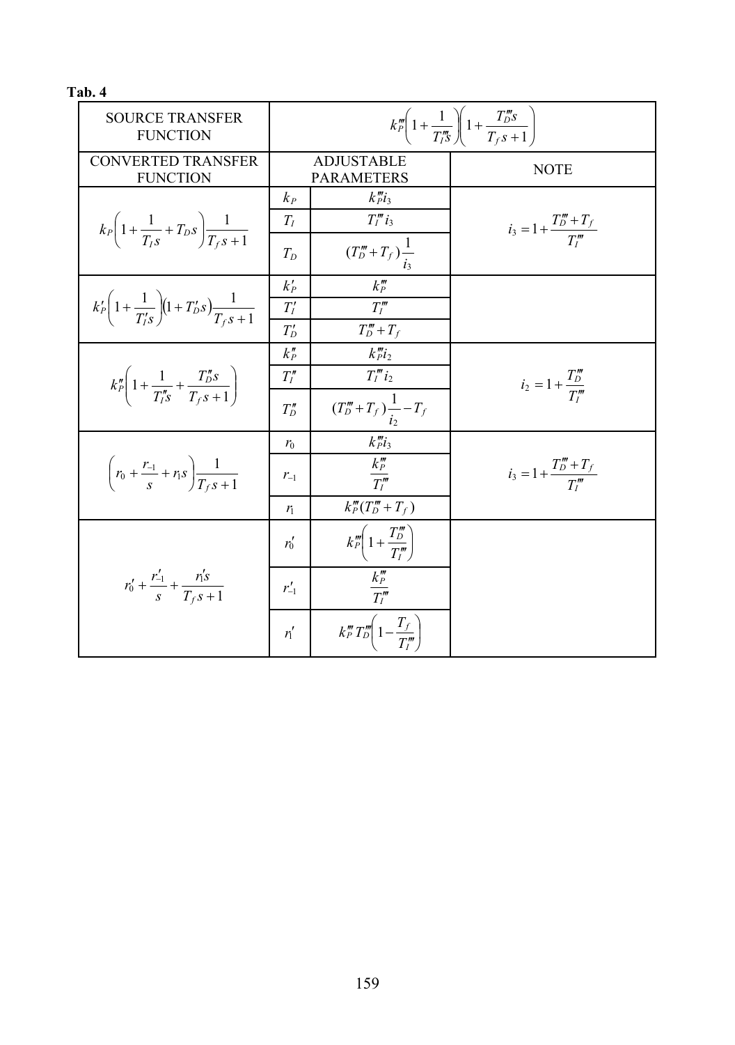**Tab. 4**

| SOURCE TRANSFER FUNCTION | $k_P'''\left(1+\frac{1}{T_I'''s}\right)\left(1+\frac{T_D'''s}{T_f s+1}\right)$ | | |
|---|---|---|---|
| CONVERTED TRANSFER FUNCTION | ADJUSTABLE PARAMETERS | | NOTE |
| $k_P\left(1+\frac{1}{T_I s}+T_D s\right)\frac{1}{T_f s+1}$ | $k_P$ | $k_P''' i_3$ | $i_3 = 1+\frac{T_D'''+T_f}{T_I'''}$ |
| | $T_I$ | $T_I''' i_3$ | |
| | $T_D$ | $(T_D'''+T_f)\frac{1}{i_3}$ | |
| $k_P'\left(1+\frac{1}{T_I' s}\right)(1+T_D' s)\frac{1}{T_f s+1}$ | $k_P'$ | $k_P'''$ | |
| | $T_I'$ | $T_I'''$ | |
| | $T_D'$ | $T_D'''+T_f$ | |
| $k_P''\left(1+\frac{1}{T_I'' s}+\frac{T_D'' s}{T_f s+1}\right)$ | $k_P''$ | $k_P''' i_2$ | $i_2 = 1+\frac{T_D'''}{T_I'''}$ |
| | $T_I''$ | $T_I''' i_2$ | |
| | $T_D''$ | $(T_D'''+T_f)\frac{1}{i_2}-T_f$ | |
| $\left(r_0+\frac{r_{-1}}{s}+r_1 s\right)\frac{1}{T_f s+1}$ | $r_0$ | $k_P''' i_3$ | $i_3 = 1+\frac{T_D'''+T_f}{T_I'''}$ |
| | $r_{-1}$ | $\frac{k_P'''}{T_I'''}$ | |
| | $r_1$ | $k_P'''(T_D'''+T_f)$ | |
| $r_0'+\frac{r_{-1}'}{s}+\frac{r_1' s}{T_f s+1}$ | $r_0'$ | $k_P'''\left(1+\frac{T_D'''}{T_I'''}\right)$ | |
| | $r_{-1}'$ | $\frac{k_P'''}{T_I'''}$ | |
| | $r_1'$ | $k_P''' T_D'''\left(1-\frac{T_f}{T_I'''}\right)$ | |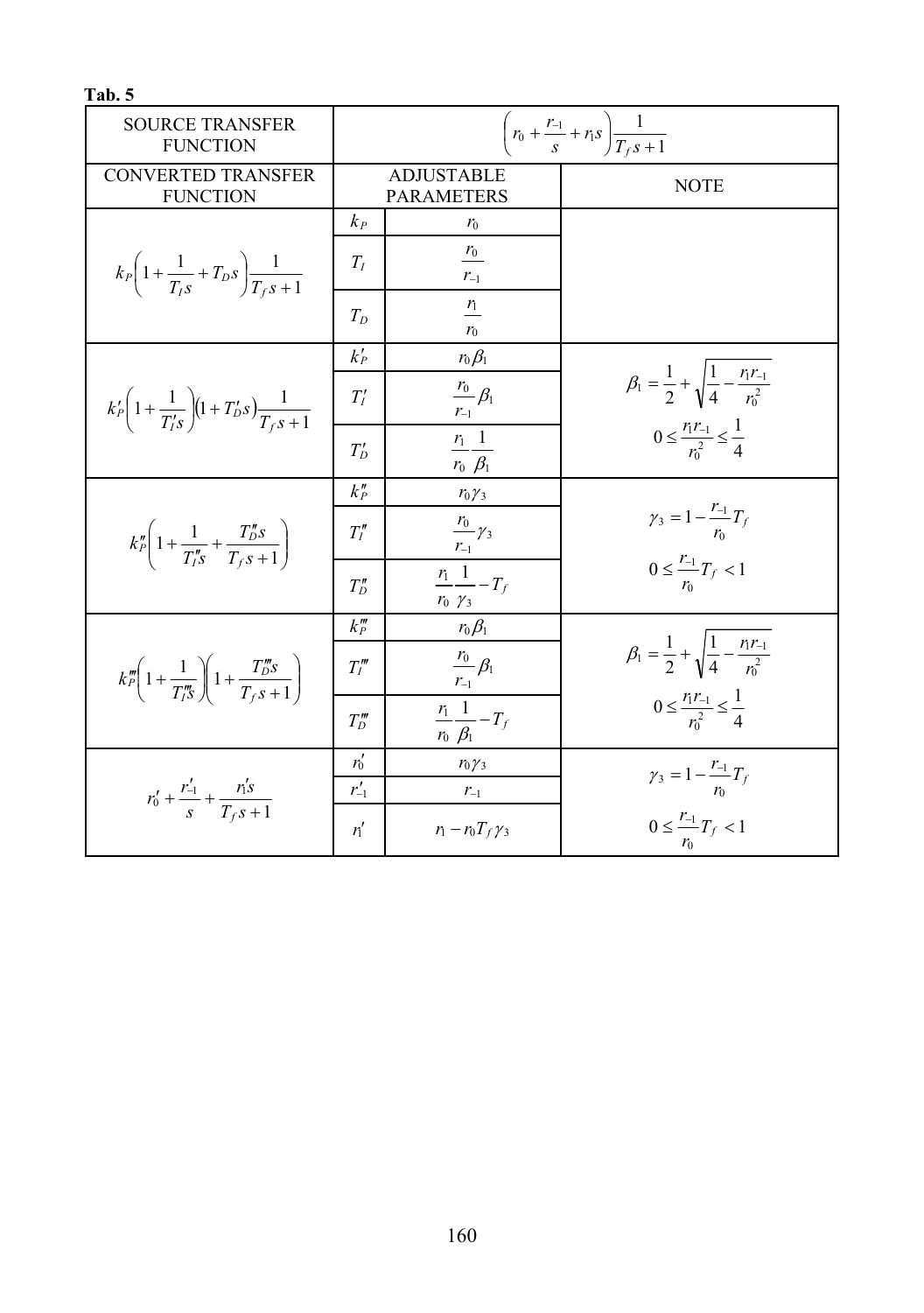**Tab. 5**

| SOURCE TRANSFER FUNCTION | $\left(r_0 + \frac{r_{-1}}{s} + r_1 s\right)\frac{1}{T_f s + 1}$ | | |
|---|---|---|---|
| CONVERTED TRANSFER FUNCTION | ADJUSTABLE PARAMETERS | | NOTE |
| $k_P\left(1 + \frac{1}{T_I s} + T_D s\right)\frac{1}{T_f s + 1}$ | $k_P$ | $r_0$ | |
| | $T_I$ | $\frac{r_0}{r_{-1}}$ | |
| | $T_D$ | $\frac{r_1}{r_0}$ | |
| $k'_P\left(1 + \frac{1}{T'_I s}\right)\left(1 + T'_D s\right)\frac{1}{T_f s + 1}$ | $k'_P$ | $r_0 \beta_1$ | $\beta_1 = \frac{1}{2} + \sqrt{\frac{1}{4} - \frac{r_1 r_{-1}}{r_0^2}}$ |
| | $T'_I$ | $\frac{r_0}{r_{-1}}\beta_1$ | $0 \le \frac{r_1 r_{-1}}{r_0^2} \le \frac{1}{4}$ |
| | $T'_D$ | $\frac{r_1}{r_0}\frac{1}{\beta_1}$ | |
| $k''_P\left(1 + \frac{1}{T''_I s} + \frac{T''_D s}{T_f s + 1}\right)$ | $k''_P$ | $r_0 \gamma_3$ | $\gamma_3 = 1 - \frac{r_{-1}}{r_0}T_f$ |
| | $T''_I$ | $\frac{r_0}{r_{-1}}\gamma_3$ | $0 \le \frac{r_{-1}}{r_0}T_f < 1$ |
| | $T''_D$ | $\frac{r_1}{r_0}\frac{1}{\gamma_3} - T_f$ | |
| $k'''_P\left(1 + \frac{1}{T'''_I s}\right)\left(1 + \frac{T'''_D s}{T_f s + 1}\right)$ | $k'''_P$ | $r_0 \beta_1$ | $\beta_1 = \frac{1}{2} + \sqrt{\frac{1}{4} - \frac{r_1 r_{-1}}{r_0^2}}$ |
| | $T'''_I$ | $\frac{r_0}{r_{-1}}\beta_1$ | $0 \le \frac{r_1 r_{-1}}{r_0^2} \le \frac{1}{4}$ |
| | $T'''_D$ | $\frac{r_1}{r_0}\frac{1}{\beta_1} - T_f$ | |
| $r'_0 + \frac{r'_{-1}}{s} + \frac{r'_1 s}{T_f s + 1}$ | $r'_0$ | $r_0 \gamma_3$ | $\gamma_3 = 1 - \frac{r_{-1}}{r_0}T_f$ |
| | $r'_{-1}$ | $r_{-1}$ | $0 \le \frac{r_{-1}}{r_0}T_f < 1$ |
| | $r'_1$ | $r_1 - r_0 T_f \gamma_3$ | |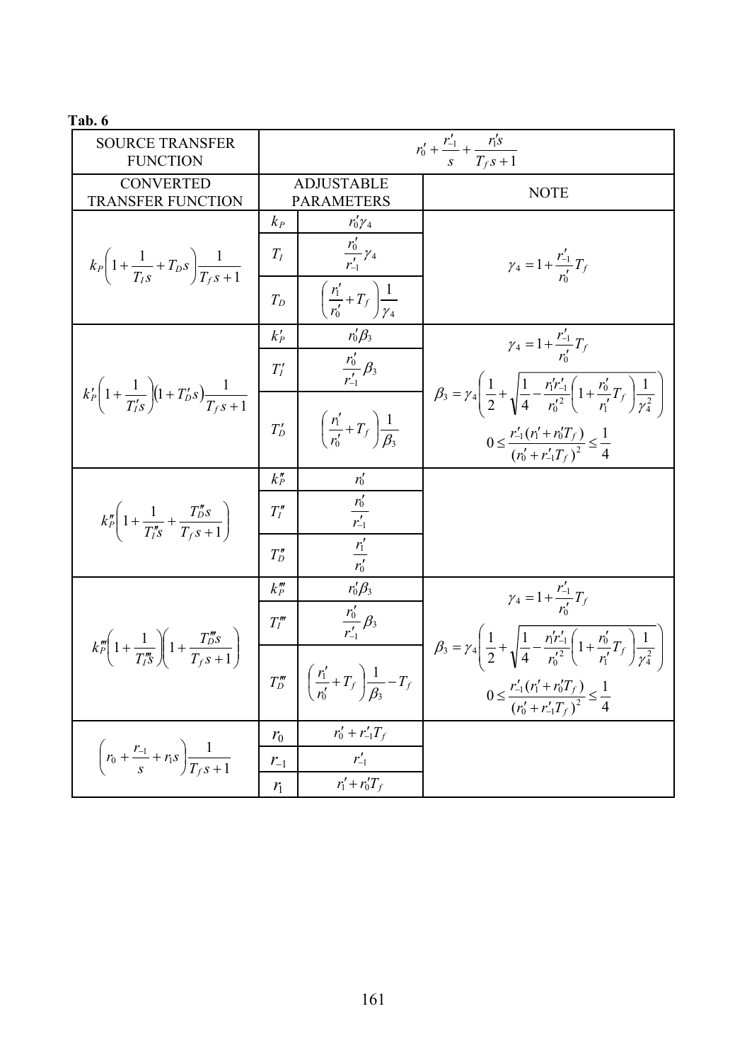**Tab. 6**

| SOURCE TRANSFER FUNCTION | $r_0' + \frac{r_{-1}'}{s} + \frac{r_1' s}{T_f s + 1}$ | | |
|---|---|---|---|
| CONVERTED TRANSFER FUNCTION | ADJUSTABLE PARAMETERS | | NOTE |
| $k_P\left(1 + \frac{1}{T_I s} + T_D s\right)\frac{1}{T_f s + 1}$ | $k_P$ | $r_0'\gamma_4$ | $\gamma_4 = 1 + \frac{r_{-1}'}{r_0'}T_f$ |
| | $T_I$ | $\frac{r_0'}{r_{-1}'}\gamma_4$ | |
| | $T_D$ | $\left(\frac{r_1'}{r_0'} + T_f\right)\frac{1}{\gamma_4}$ | |
| $k_P'\left(1 + \frac{1}{T_I' s}\right)\left(1 + T_D' s\right)\frac{1}{T_f s + 1}$ | $k_P'$ | $r_0'\beta_3$ | $\gamma_4 = 1 + \frac{r_{-1}'}{r_0'}T_f$ |
| | $T_I'$ | $\frac{r_0'}{r_{-1}'}\beta_3$ | $\beta_3 = \gamma_4\left(\frac{1}{2} + \sqrt{\frac{1}{4} - \frac{r_1' r_{-1}'}{r_0'^2}\left(1 + \frac{r_0'}{r_1'}T_f\right)\frac{1}{\gamma_4^2}}\right)$ |
| | $T_D'$ | $\left(\frac{r_1'}{r_0'} + T_f\right)\frac{1}{\beta_3}$ | $0 \le \frac{r_{-1}'(r_1' + r_0' T_f)}{(r_0' + r_{-1}' T_f)^2} \le \frac{1}{4}$ |
| $k_P''\left(1 + \frac{1}{T_I'' s} + \frac{T_D'' s}{T_f s + 1}\right)$ | $k_P''$ | $r_0'$ | |
| | $T_I''$ | $\frac{r_0'}{r_{-1}'}$ | |
| | $T_D''$ | $\frac{r_1'}{r_0'}$ | |
| $k_P'''\left(1 + \frac{1}{T_I''' s}\right)\left(1 + \frac{T_D''' s}{T_f s + 1}\right)$ | $k_P'''$ | $r_0'\beta_3$ | $\gamma_4 = 1 + \frac{r_{-1}'}{r_0'}T_f$ |
| | $T_I'''$ | $\frac{r_0'}{r_{-1}'}\beta_3$ | $\beta_3 = \gamma_4\left(\frac{1}{2} + \sqrt{\frac{1}{4} - \frac{r_1' r_{-1}'}{r_0'^2}\left(1 + \frac{r_0'}{r_1'}T_f\right)\frac{1}{\gamma_4^2}}\right)$ |
| | $T_D'''$ | $\left(\frac{r_1'}{r_0'} + T_f\right)\frac{1}{\beta_3} - T_f$ | $0 \le \frac{r_{-1}'(r_1' + r_0' T_f)}{(r_0' + r_{-1}' T_f)^2} \le \frac{1}{4}$ |
| $\left(r_0 + \frac{r_{-1}}{s} + r_1 s\right)\frac{1}{T_f s + 1}$ | $r_0$ | $r_0' + r_{-1}' T_f$ | |
| | $r_{-1}$ | $r_{-1}'$ | |
| | $r_1$ | $r_1' + r_0' T_f$ | |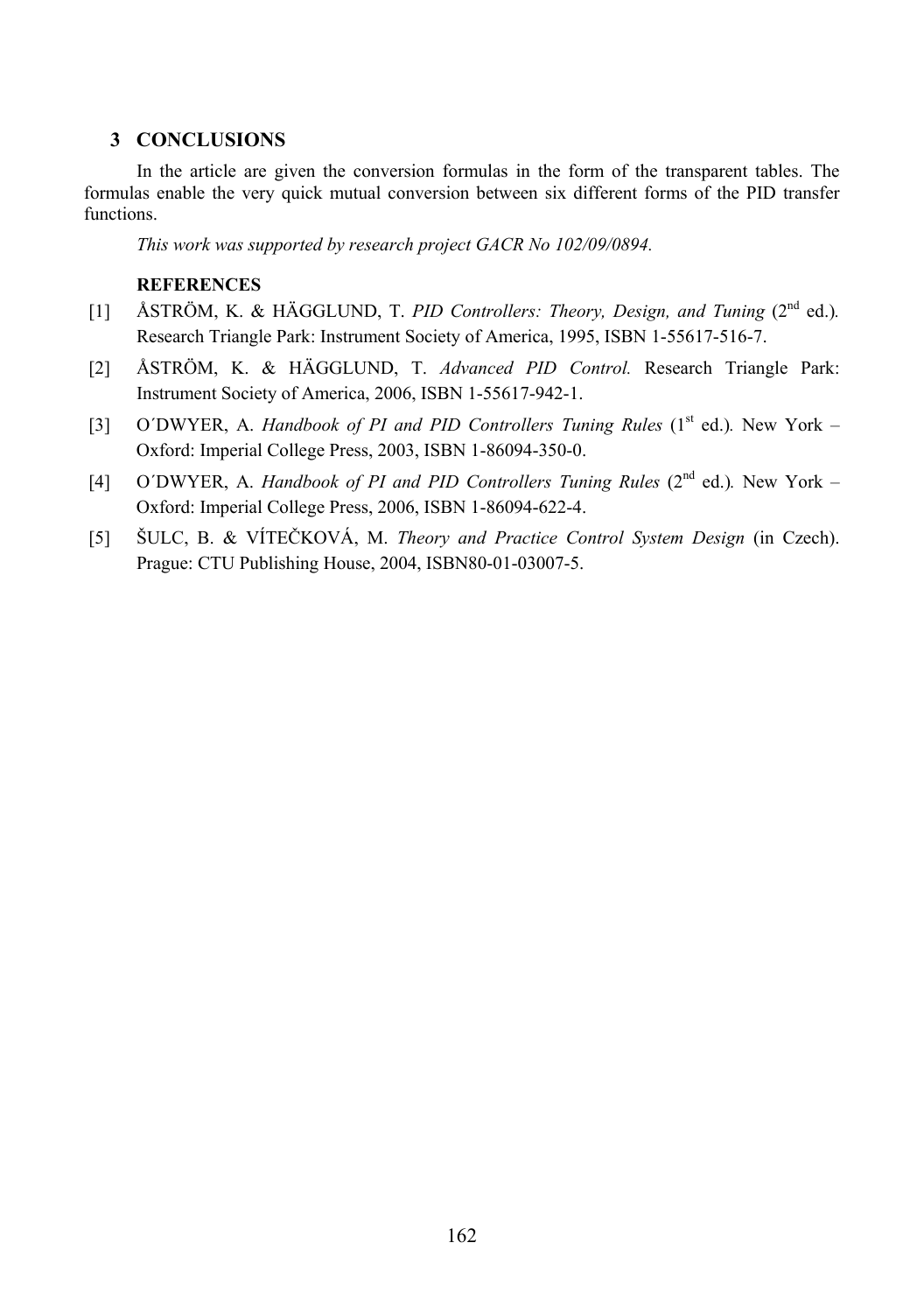## 3 CONCLUSIONS

In the article are given the conversion formulas in the form of the transparent tables. The formulas enable the very quick mutual conversion between six different forms of the PID transfer functions.

*This work was supported by research project GACR No 102/09/0894.*

**REFERENCES**

[1] ÅSTRÖM, K. & HÄGGLUND, T. *PID Controllers: Theory, Design, and Tuning* (2nd ed.). Research Triangle Park: Instrument Society of America, 1995, ISBN 1-55617-516-7.

[2] ÅSTRÖM, K. & HÄGGLUND, T. *Advanced PID Control.* Research Triangle Park: Instrument Society of America, 2006, ISBN 1-55617-942-1.

[3] O´DWYER, A. *Handbook of PI and PID Controllers Tuning Rules* (1st ed.). New York – Oxford: Imperial College Press, 2003, ISBN 1-86094-350-0.

[4] O´DWYER, A. *Handbook of PI and PID Controllers Tuning Rules* (2nd ed.). New York – Oxford: Imperial College Press, 2006, ISBN 1-86094-622-4.

[5] ŠULC, B. & VÍTEČKOVÁ, M. *Theory and Practice Control System Design* (in Czech). Prague: CTU Publishing House, 2004, ISBN80-01-03007-5.